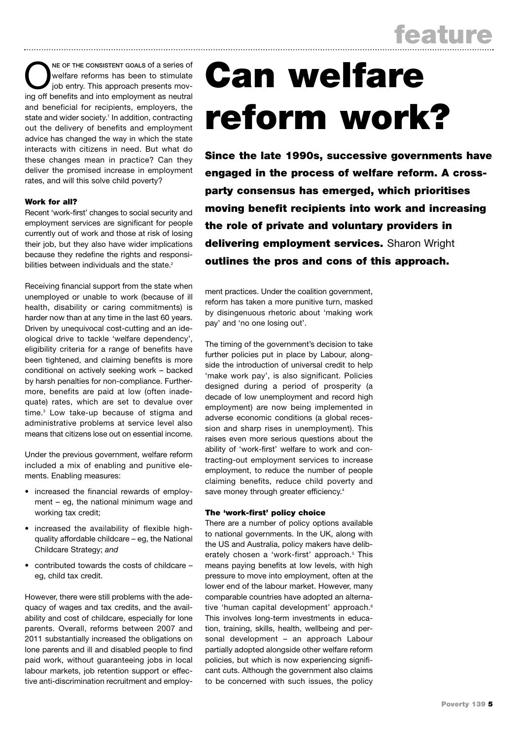# Can welfare reform work?

**Since the late 1990s, successive governments have engaged in the process of welfare reform. A cross-party consensus has emerged, which prioritises moving benefit recipients into work and increasing the role of private and voluntary providers in delivering employment services.** Sharon Wright **outlines the pros and cons of this approach.**

One of the consistent goals of a series of welfare reforms has been to stimulate job entry. This approach presents moving off benefits and into employment as neutral and beneficial for recipients, employers, the state and wider society.[1] In addition, contracting out the delivery of benefits and employment advice has changed the way in which the state interacts with citizens in need. But what do these changes mean in practice? Can they deliver the promised increase in employment rates, and will this solve child poverty?

### Work for all?

Recent 'work-first' changes to social security and employment services are significant for people currently out of work and those at risk of losing their job, but they also have wider implications because they redefine the rights and responsibilities between individuals and the state.[2]

Receiving financial support from the state when unemployed or unable to work (because of ill health, disability or caring commitments) is harder now than at any time in the last 60 years. Driven by unequivocal cost-cutting and an ideological drive to tackle 'welfare dependency', eligibility criteria for a range of benefits have been tightened, and claiming benefits is more conditional on actively seeking work – backed by harsh penalties for non-compliance. Furthermore, benefits are paid at low (often inadequate) rates, which are set to devalue over time.[3] Low take-up because of stigma and administrative problems at service level also means that citizens lose out on essential income.

Under the previous government, welfare reform included a mix of enabling and punitive elements. Enabling measures:

- increased the financial rewards of employment – eg, the national minimum wage and working tax credit;
- increased the availability of flexible high-quality affordable childcare – eg, the National Childcare Strategy; *and*
- contributed towards the costs of childcare – eg, child tax credit.

However, there were still problems with the adequacy of wages and tax credits, and the availability and cost of childcare, especially for lone parents. Overall, reforms between 2007 and 2011 substantially increased the obligations on lone parents and ill and disabled people to find paid work, without guaranteeing jobs in local labour markets, job retention support or effective anti-discrimination recruitment and employment practices. Under the coalition government, reform has taken a more punitive turn, masked by disingenuous rhetoric about 'making work pay' and 'no one losing out'.

The timing of the government's decision to take further policies put in place by Labour, alongside the introduction of universal credit to help 'make work pay', is also significant. Policies designed during a period of prosperity (a decade of low unemployment and record high employment) are now being implemented in adverse economic conditions (a global recession and sharp rises in unemployment). This raises even more serious questions about the ability of 'work-first' welfare to work and contracting-out employment services to increase employment, to reduce the number of people claiming benefits, reduce child poverty and save money through greater efficiency.[4]

### The 'work-first' policy choice

There are a number of policy options available to national governments. In the UK, along with the US and Australia, policy makers have deliberately chosen a 'work-first' approach.[5] This means paying benefits at low levels, with high pressure to move into employment, often at the lower end of the labour market. However, many comparable countries have adopted an alternative 'human capital development' approach.[6] This involves long-term investments in education, training, skills, health, wellbeing and personal development – an approach Labour partially adopted alongside other welfare reform policies, but which is now experiencing significant cuts. Although the government also claims to be concerned with such issues, the policy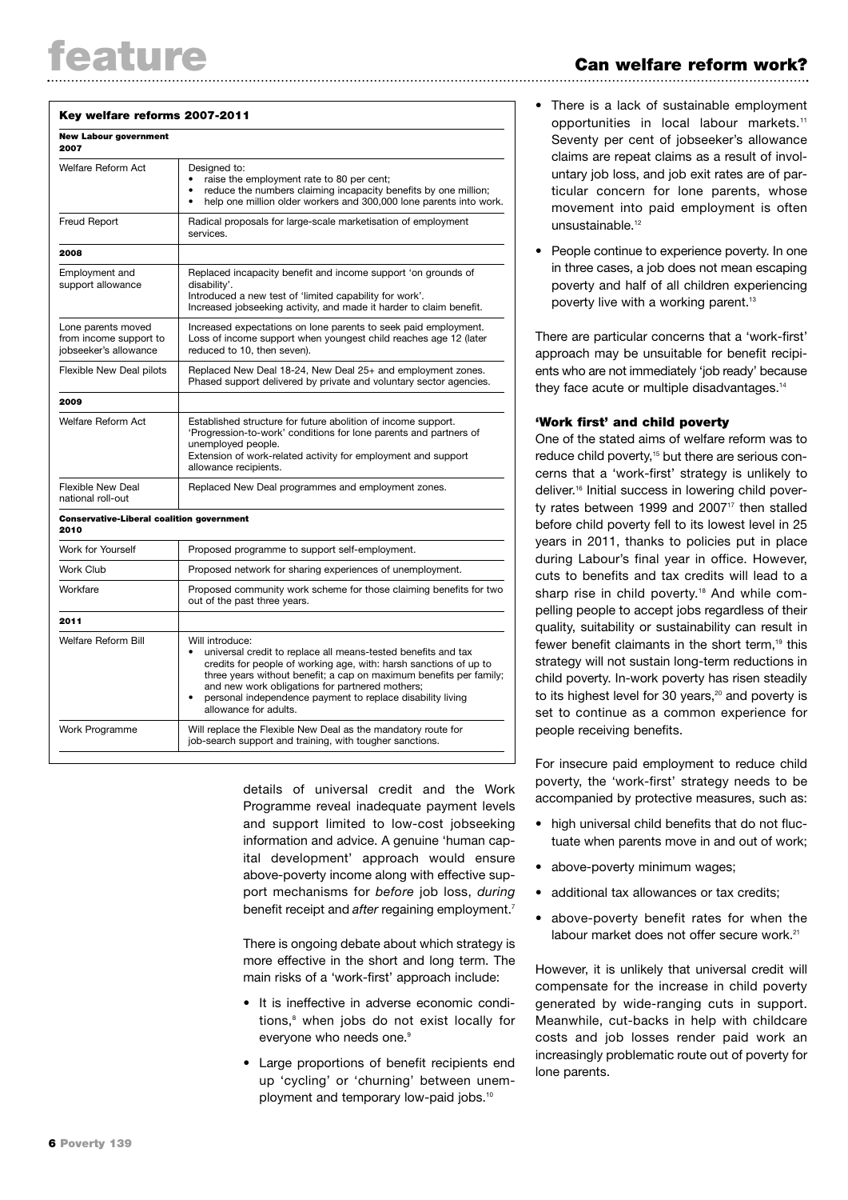**Key welfare reforms 2007-2011**

| | |
|---|---|
| **New Labour government 2007** | |
| Welfare Reform Act | Designed to: • raise the employment rate to 80 per cent; • reduce the numbers claiming incapacity benefits by one million; • help one million older workers and 300,000 lone parents into work. |
| Freud Report | Radical proposals for large-scale marketisation of employment services. |
| **2008** | |
| Employment and support allowance | Replaced incapacity benefit and income support 'on grounds of disability'. Introduced a new test of 'limited capability for work'. Increased jobseeking activity, and made it harder to claim benefit. |
| Lone parents moved from income support to jobseeker's allowance | Increased expectations on lone parents to seek paid employment. Loss of income support when youngest child reaches age 12 (later reduced to 10, then seven). |
| Flexible New Deal pilots | Replaced New Deal 18-24, New Deal 25+ and employment zones. Phased support delivered by private and voluntary sector agencies. |
| **2009** | |
| Welfare Reform Act | Established structure for future abolition of income support. 'Progression-to-work' conditions for lone parents and partners of unemployed people. Extension of work-related activity for employment and support allowance recipients. |
| Flexible New Deal national roll-out | Replaced New Deal programmes and employment zones. |
| **Conservative-Liberal coalition government 2010** | |
| Work for Yourself | Proposed programme to support self-employment. |
| Work Club | Proposed network for sharing experiences of unemployment. |
| Workfare | Proposed community work scheme for those claiming benefits for two out of the past three years. |
| **2011** | |
| Welfare Reform Bill | Will introduce: • universal credit to replace all means-tested benefits and tax credits for people of working age, with: harsh sanctions of up to three years without benefit; a cap on maximum benefits per family; and new work obligations for partnered mothers; • personal independence payment to replace disability living allowance for adults. |
| Work Programme | Will replace the Flexible New Deal as the mandatory route for job-search support and training, with tougher sanctions. |

details of universal credit and the Work Programme reveal inadequate payment levels and support limited to low-cost jobseeking information and advice. A genuine 'human capital development' approach would ensure above-poverty income along with effective support mechanisms for *before* job loss, *during* benefit receipt and *after* regaining employment.[7]

There is ongoing debate about which strategy is more effective in the short and long term. The main risks of a 'work-first' approach include:

- It is ineffective in adverse economic conditions,[8] when jobs do not exist locally for everyone who needs one.[9]
- Large proportions of benefit recipients end up 'cycling' or 'churning' between unemployment and temporary low-paid jobs.[10]
- There is a lack of sustainable employment opportunities in local labour markets.[11] Seventy per cent of jobseeker's allowance claims are repeat claims as a result of involuntary job loss, and job exit rates are of particular concern for lone parents, whose movement into paid employment is often unsustainable.[12]
- People continue to experience poverty. In one in three cases, a job does not mean escaping poverty and half of all children experiencing poverty live with a working parent.[13]

There are particular concerns that a 'work-first' approach may be unsuitable for benefit recipients who are not immediately 'job ready' because they face acute or multiple disadvantages.[14]

### 'Work first' and child poverty

One of the stated aims of welfare reform was to reduce child poverty,[15] but there are serious concerns that a 'work-first' strategy is unlikely to deliver.[16] Initial success in lowering child poverty rates between 1999 and 2007[17] then stalled before child poverty fell to its lowest level in 25 years in 2011, thanks to policies put in place during Labour's final year in office. However, cuts to benefits and tax credits will lead to a sharp rise in child poverty.[18] And while compelling people to accept jobs regardless of their quality, suitability or sustainability can result in fewer benefit claimants in the short term,[19] this strategy will not sustain long-term reductions in child poverty. In-work poverty has risen steadily to its highest level for 30 years,[20] and poverty is set to continue as a common experience for people receiving benefits.

For insecure paid employment to reduce child poverty, the 'work-first' strategy needs to be accompanied by protective measures, such as:

- high universal child benefits that do not fluctuate when parents move in and out of work;
- above-poverty minimum wages;
- additional tax allowances or tax credits;
- above-poverty benefit rates for when the labour market does not offer secure work.[21]

However, it is unlikely that universal credit will compensate for the increase in child poverty generated by wide-ranging cuts in support. Meanwhile, cut-backs in help with childcare costs and job losses render paid work an increasingly problematic route out of poverty for lone parents.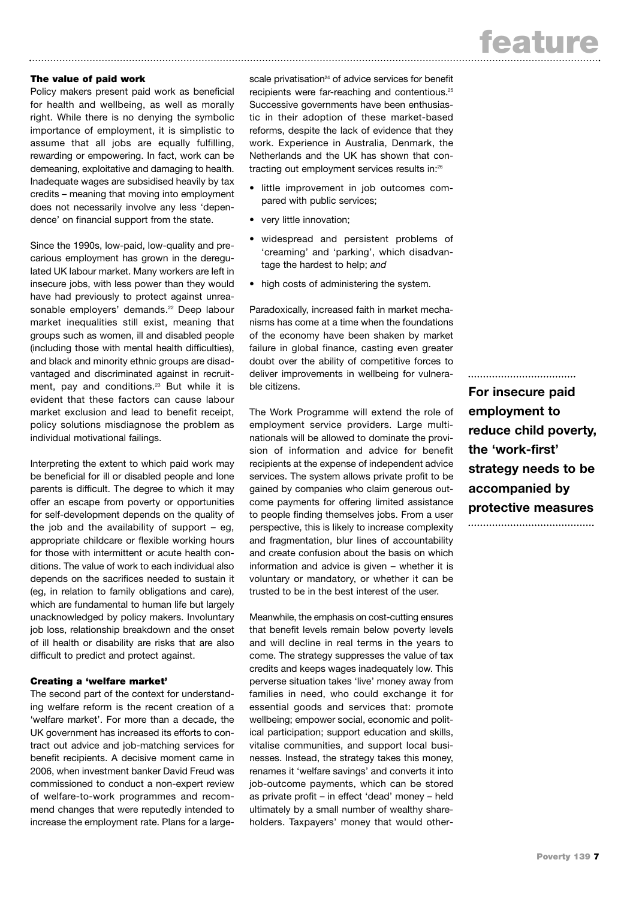### The value of paid work

Policy makers present paid work as beneficial for health and wellbeing, as well as morally right. While there is no denying the symbolic importance of employment, it is simplistic to assume that all jobs are equally fulfilling, rewarding or empowering. In fact, work can be demeaning, exploitative and damaging to health. Inadequate wages are subsidised heavily by tax credits – meaning that moving into employment does not necessarily involve any less 'dependence' on financial support from the state.

Since the 1990s, low-paid, low-quality and precarious employment has grown in the deregulated UK labour market. Many workers are left in insecure jobs, with less power than they would have had previously to protect against unreasonable employers' demands.[22] Deep labour market inequalities still exist, meaning that groups such as women, ill and disabled people (including those with mental health difficulties), and black and minority ethnic groups are disadvantaged and discriminated against in recruitment, pay and conditions.[23] But while it is evident that these factors can cause labour market exclusion and lead to benefit receipt, policy solutions misdiagnose the problem as individual motivational failings.

Interpreting the extent to which paid work may be beneficial for ill or disabled people and lone parents is difficult. The degree to which it may offer an escape from poverty or opportunities for self-development depends on the quality of the job and the availability of support – eg, appropriate childcare or flexible working hours for those with intermittent or acute health conditions. The value of work to each individual also depends on the sacrifices needed to sustain it (eg, in relation to family obligations and care), which are fundamental to human life but largely unacknowledged by policy makers. Involuntary job loss, relationship breakdown and the onset of ill health or disability are risks that are also difficult to predict and protect against.

### Creating a 'welfare market'

The second part of the context for understanding welfare reform is the recent creation of a 'welfare market'. For more than a decade, the UK government has increased its efforts to contract out advice and job-matching services for benefit recipients. A decisive moment came in 2006, when investment banker David Freud was commissioned to conduct a non-expert review of welfare-to-work programmes and recommend changes that were reputedly intended to increase the employment rate. Plans for a large-scale privatisation[24] of advice services for benefit recipients were far-reaching and contentious.[25] Successive governments have been enthusiastic in their adoption of these market-based reforms, despite the lack of evidence that they work. Experience in Australia, Denmark, the Netherlands and the UK has shown that contracting out employment services results in:[26]

- little improvement in job outcomes compared with public services;
- very little innovation;
- widespread and persistent problems of 'creaming' and 'parking', which disadvantage the hardest to help; *and*
- high costs of administering the system.

Paradoxically, increased faith in market mechanisms has come at a time when the foundations of the economy have been shaken by market failure in global finance, casting even greater doubt over the ability of competitive forces to deliver improvements in wellbeing for vulnerable citizens.

The Work Programme will extend the role of employment service providers. Large multinationals will be allowed to dominate the provision of information and advice for benefit recipients at the expense of independent advice services. The system allows private profit to be gained by companies who claim generous outcome payments for offering limited assistance to people finding themselves jobs. From a user perspective, this is likely to increase complexity and fragmentation, blur lines of accountability and create confusion about the basis on which information and advice is given – whether it is voluntary or mandatory, or whether it can be trusted to be in the best interest of the user.

Meanwhile, the emphasis on cost-cutting ensures that benefit levels remain below poverty levels and will decline in real terms in the years to come. The strategy suppresses the value of tax credits and keeps wages inadequately low. This perverse situation takes 'live' money away from families in need, who could exchange it for essential goods and services that: promote wellbeing; empower social, economic and political participation; support education and skills, vitalise communities, and support local businesses. Instead, the strategy takes this money, renames it 'welfare savings' and converts it into job-outcome payments, which can be stored as private profit – in effect 'dead' money – held ultimately by a small number of wealthy shareholders. Taxpayers' money that would other-

**For insecure paid employment to reduce child poverty, the 'work-first' strategy needs to be accompanied by protective measures**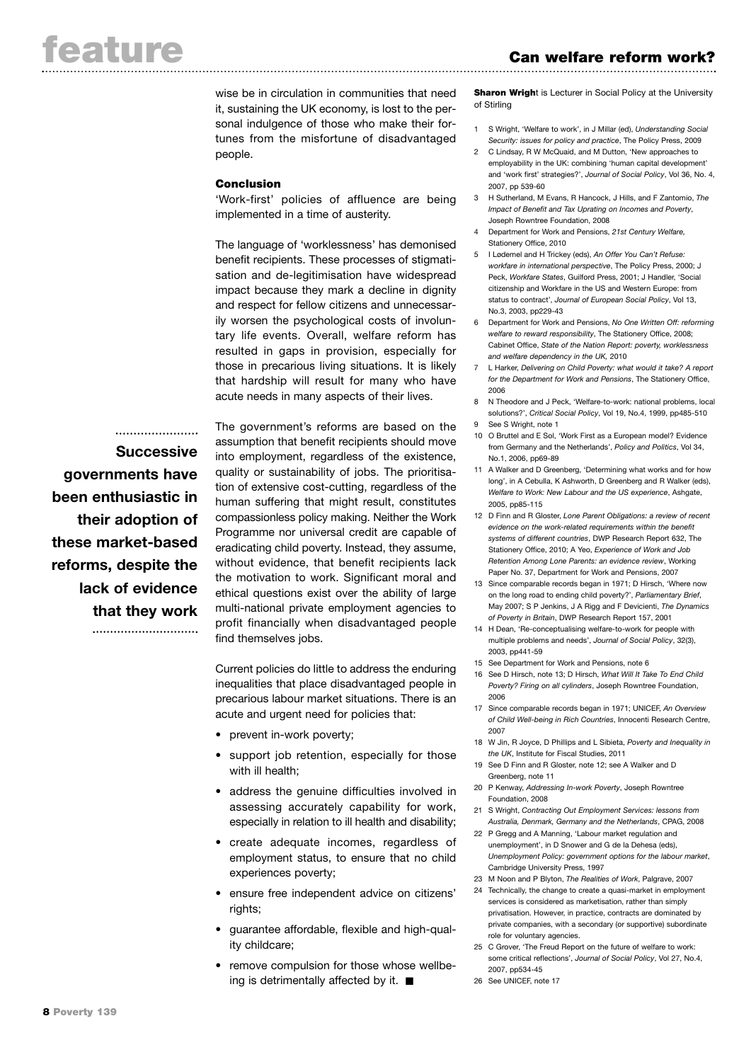wise be in circulation in communities that need it, sustaining the UK economy, is lost to the personal indulgence of those who make their fortunes from the misfortune of disadvantaged people.

### Conclusion

'Work-first' policies of affluence are being implemented in a time of austerity.

The language of 'worklessness' has demonised benefit recipients. These processes of stigmatisation and de-legitimisation have widespread impact because they mark a decline in dignity and respect for fellow citizens and unnecessarily worsen the psychological costs of involuntary life events. Overall, welfare reform has resulted in gaps in provision, especially for those in precarious living situations. It is likely that hardship will result for many who have acute needs in many aspects of their lives.

**Successive governments have been enthusiastic in their adoption of these market-based reforms, despite the lack of evidence that they work**

The government's reforms are based on the assumption that benefit recipients should move into employment, regardless of the existence, quality or sustainability of jobs. The prioritisation of extensive cost-cutting, regardless of the human suffering that might result, constitutes compassionless policy making. Neither the Work Programme nor universal credit are capable of eradicating child poverty. Instead, they assume, without evidence, that benefit recipients lack the motivation to work. Significant moral and ethical questions exist over the ability of large multi-national private employment agencies to profit financially when disadvantaged people find themselves jobs.

Current policies do little to address the enduring inequalities that place disadvantaged people in precarious labour market situations. There is an acute and urgent need for policies that:

- prevent in-work poverty;
- support job retention, especially for those with ill health;
- address the genuine difficulties involved in assessing accurately capability for work, especially in relation to ill health and disability;
- create adequate incomes, regardless of employment status, to ensure that no child experiences poverty;
- ensure free independent advice on citizens' rights;
- guarantee affordable, flexible and high-quality childcare;
- remove compulsion for those whose wellbeing is detrimentally affected by it. ■

**Sharon Wright** is Lecturer in Social Policy at the University of Stirling

1. S Wright, 'Welfare to work', in J Millar (ed), *Understanding Social Security: issues for policy and practice*, The Policy Press, 2009
2. C Lindsay, R W McQuaid, and M Dutton, 'New approaches to employability in the UK: combining 'human capital development' and 'work first' strategies?', *Journal of Social Policy*, Vol 36, No. 4, 2007, pp 539-60
3. H Sutherland, M Evans, R Hancock, J Hills, and F Zantomio, *The Impact of Benefit and Tax Uprating on Incomes and Poverty*, Joseph Rowntree Foundation, 2008
4. Department for Work and Pensions, *21st Century Welfare*, Stationery Office, 2010
5. I Lødemel and H Trickey (eds), *An Offer You Can't Refuse: workfare in international perspective*, The Policy Press, 2000; J Peck, *Workfare States*, Guilford Press, 2001; J Handler, 'Social citizenship and Workfare in the US and Western Europe: from status to contract', *Journal of European Social Policy*, Vol 13, No.3, 2003, pp229-43
6. Department for Work and Pensions, *No One Written Off: reforming welfare to reward responsibility*, The Stationery Office, 2008; Cabinet Office, *State of the Nation Report: poverty, worklessness and welfare dependency in the UK*, 2010
7. L Harker, *Delivering on Child Poverty: what would it take? A report for the Department for Work and Pensions*, The Stationery Office, 2006
8. N Theodore and J Peck, 'Welfare-to-work: national problems, local solutions?', *Critical Social Policy*, Vol 19, No.4, 1999, pp485-510
9. See S Wright, note 1
10. O Bruttel and E Sol, 'Work First as a European model? Evidence from Germany and the Netherlands', *Policy and Politics*, Vol 34, No.1, 2006, pp69-89
11. A Walker and D Greenberg, 'Determining what works and for how long', in A Cebulla, K Ashworth, D Greenberg and R Walker (eds), *Welfare to Work: New Labour and the US experience*, Ashgate, 2005, pp85-115
12. D Finn and R Gloster, *Lone Parent Obligations: a review of recent evidence on the work-related requirements within the benefit systems of different countries*, DWP Research Report 632, The Stationery Office, 2010; A Yeo, *Experience of Work and Job Retention Among Lone Parents: an evidence review*, Working Paper No. 37, Department for Work and Pensions, 2007
13. Since comparable records began in 1971; D Hirsch, 'Where now on the long road to ending child poverty?', *Parliamentary Brief*, May 2007; S P Jenkins, J A Rigg and F Devicienti, *The Dynamics of Poverty in Britain*, DWP Research Report 157, 2001
14. H Dean, 'Re-conceptualising welfare-to-work for people with multiple problems and needs', *Journal of Social Policy*, 32(3), 2003, pp441-59
15. See Department for Work and Pensions, note 6
16. See D Hirsch, note 13; D Hirsch, *What Will It Take To End Child Poverty? Firing on all cylinders*, Joseph Rowntree Foundation, 2006
17. Since comparable records began in 1971; UNICEF, *An Overview of Child Well-being in Rich Countries*, Innocenti Research Centre, 2007
18. W Jin, R Joyce, D Phillips and L Sibieta, *Poverty and Inequality in the UK*, Institute for Fiscal Studies, 2011
19. See D Finn and R Gloster, note 12; see A Walker and D Greenberg, note 11
20. P Kenway, *Addressing In-work Poverty*, Joseph Rowntree Foundation, 2008
21. S Wright, *Contracting Out Employment Services: lessons from Australia, Denmark, Germany and the Netherlands*, CPAG, 2008
22. P Gregg and A Manning, 'Labour market regulation and unemployment', in D Snower and G de la Dehesa (eds), *Unemployment Policy: government options for the labour market*, Cambridge University Press, 1997
23. M Noon and P Blyton, *The Realities of Work*, Palgrave, 2007
24. Technically, the change to create a quasi-market in employment services is considered as marketisation, rather than simply privatisation. However, in practice, contracts are dominated by private companies, with a secondary (or supportive) subordinate role for voluntary agencies.
25. C Grover, 'The Freud Report on the future of welfare to work: some critical reflections', *Journal of Social Policy*, Vol 27, No.4, 2007, pp534-45
26. See UNICEF, note 17